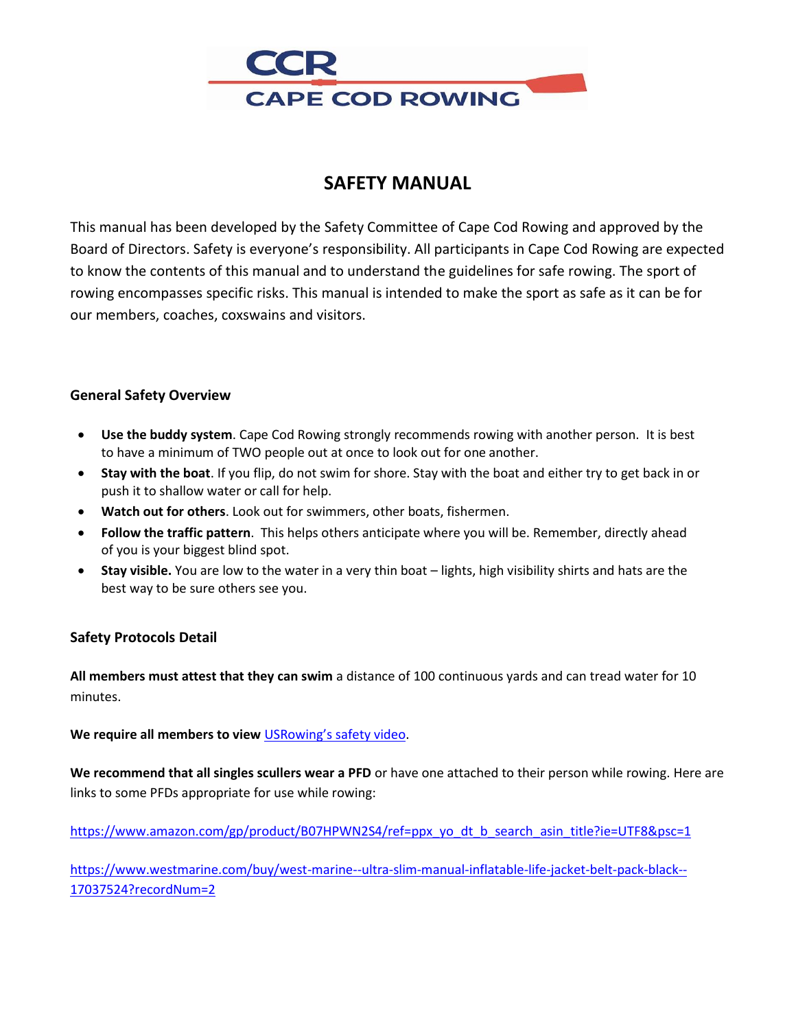CCR

CAPE COD ROWING

# SAFETY MANUAL

This manual has been developed by the Safety Committee of Cape Cod Rowing and approved by the Board of Directors. Safety is everyone's responsibility. All participants in Cape Cod Rowing are expected to know the contents of this manual and to understand the guidelines for safe rowing. The sport of rowing encompasses specific risks. This manual is intended to make the sport as safe as it can be for our members, coaches, coxswains and visitors.

## General Safety Overview

- **Use the buddy system**. Cape Cod Rowing strongly recommends rowing with another person. It is best to have a minimum of TWO people out at once to look out for one another.
- **Stay with the boat**. If you flip, do not swim for shore. Stay with the boat and either try to get back in or push it to shallow water or call for help.
- **Watch out for others**. Look out for swimmers, other boats, fishermen.
- **Follow the traffic pattern**. This helps others anticipate where you will be. Remember, directly ahead of you is your biggest blind spot.
- **Stay visible.** You are low to the water in a very thin boat – lights, high visibility shirts and hats are the best way to be sure others see you.

## Safety Protocols Detail

**All members must attest that they can swim** a distance of 100 continuous yards and can tread water for 10 minutes.

**We require all members to view** USRowing's safety video.

**We recommend that all singles scullers wear a PFD** or have one attached to their person while rowing. Here are links to some PFDs appropriate for use while rowing:

https://www.amazon.com/gp/product/B07HPWN2S4/ref=ppx_yo_dt_b_search_asin_title?ie=UTF8&psc=1

https://www.westmarine.com/buy/west-marine--ultra-slim-manual-inflatable-life-jacket-belt-pack-black--17037524?recordNum=2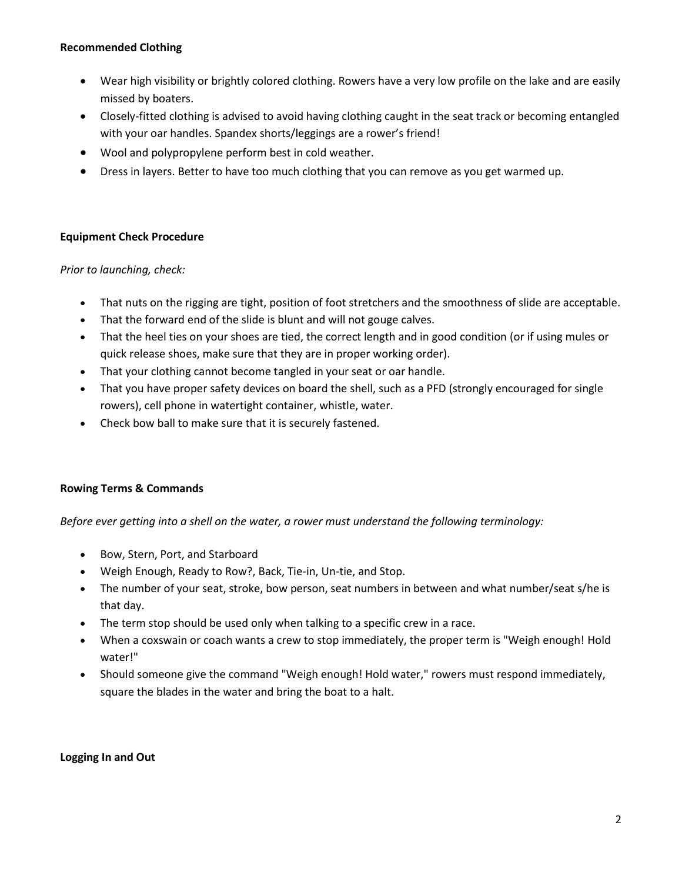**Recommended Clothing**

- Wear high visibility or brightly colored clothing. Rowers have a very low profile on the lake and are easily missed by boaters.
- Closely-fitted clothing is advised to avoid having clothing caught in the seat track or becoming entangled with your oar handles. Spandex shorts/leggings are a rower's friend!
- Wool and polypropylene perform best in cold weather.
- Dress in layers. Better to have too much clothing that you can remove as you get warmed up.

**Equipment Check Procedure**

*Prior to launching, check:*

- That nuts on the rigging are tight, position of foot stretchers and the smoothness of slide are acceptable.
- That the forward end of the slide is blunt and will not gouge calves.
- That the heel ties on your shoes are tied, the correct length and in good condition (or if using mules or quick release shoes, make sure that they are in proper working order).
- That your clothing cannot become tangled in your seat or oar handle.
- That you have proper safety devices on board the shell, such as a PFD (strongly encouraged for single rowers), cell phone in watertight container, whistle, water.
- Check bow ball to make sure that it is securely fastened.

**Rowing Terms & Commands**

*Before ever getting into a shell on the water, a rower must understand the following terminology:*

- Bow, Stern, Port, and Starboard
- Weigh Enough, Ready to Row?, Back, Tie-in, Un-tie, and Stop.
- The number of your seat, stroke, bow person, seat numbers in between and what number/seat s/he is that day.
- The term stop should be used only when talking to a specific crew in a race.
- When a coxswain or coach wants a crew to stop immediately, the proper term is "Weigh enough! Hold water!"
- Should someone give the command "Weigh enough! Hold water," rowers must respond immediately, square the blades in the water and bring the boat to a halt.

**Logging In and Out**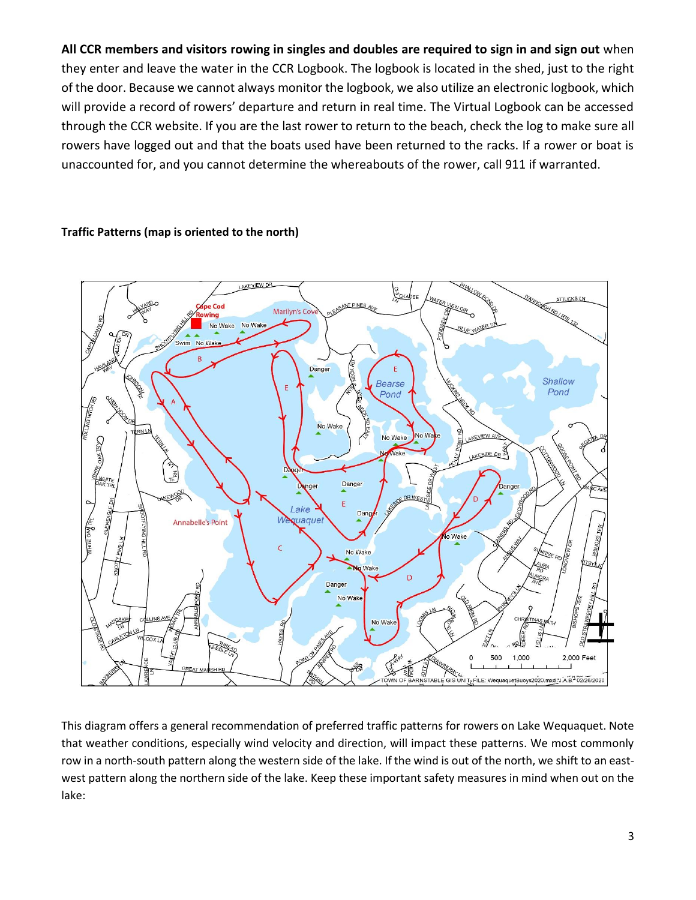**All CCR members and visitors rowing in singles and doubles are required to sign in and sign out** when they enter and leave the water in the CCR Logbook. The logbook is located in the shed, just to the right of the door. Because we cannot always monitor the logbook, we also utilize an electronic logbook, which will provide a record of rowers' departure and return in real time. The Virtual Logbook can be accessed through the CCR website. If you are the last rower to return to the beach, check the log to make sure all rowers have logged out and that the boats used have been returned to the racks. If a rower or boat is unaccounted for, and you cannot determine the whereabouts of the rower, call 911 if warranted.

**Traffic Patterns (map is oriented to the north)**

This diagram offers a general recommendation of preferred traffic patterns for rowers on Lake Wequaquet. Note that weather conditions, especially wind velocity and direction, will impact these patterns. We most commonly row in a north-south pattern along the western side of the lake. If the wind is out of the north, we shift to an east-west pattern along the northern side of the lake. Keep these important safety measures in mind when out on the lake: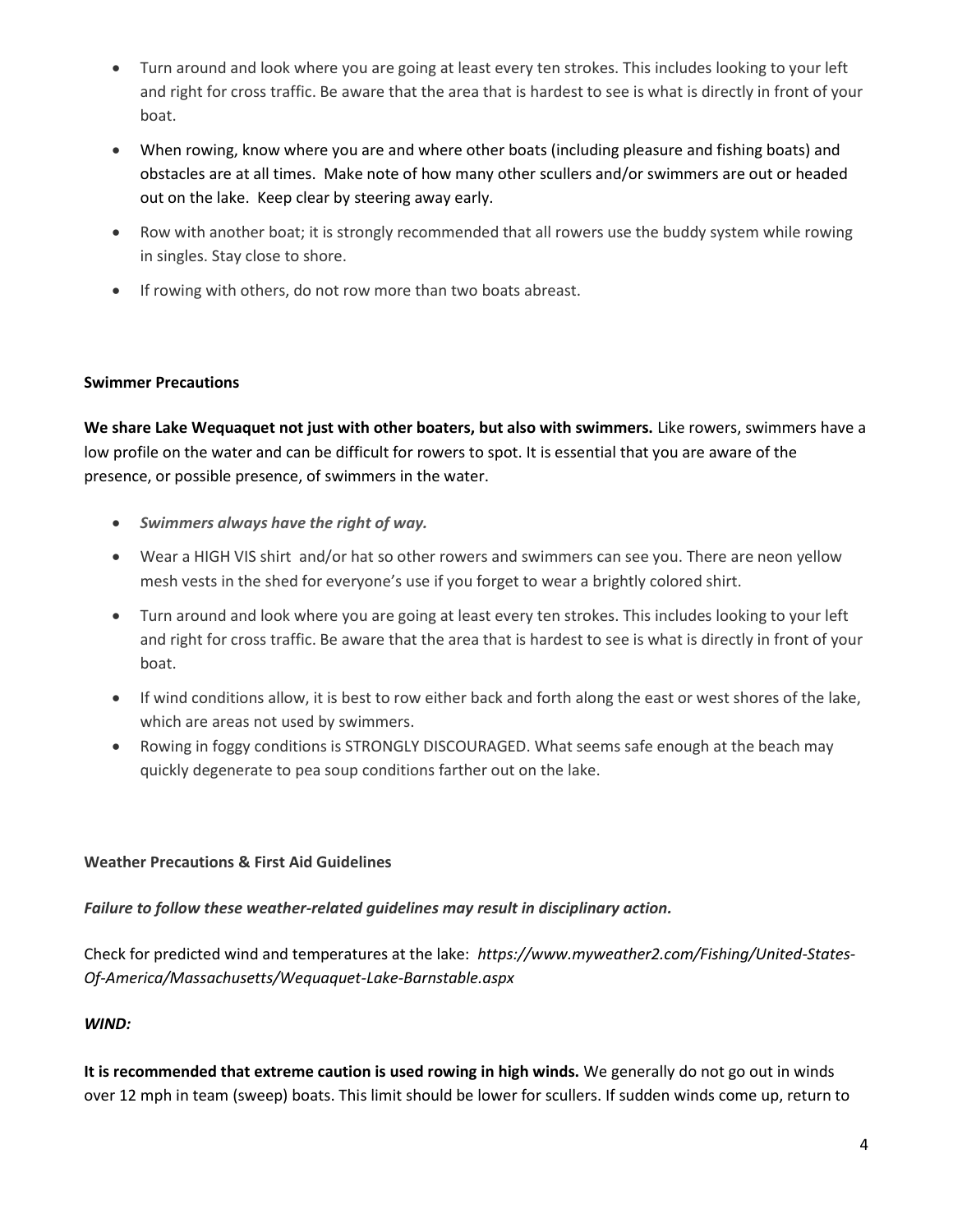- Turn around and look where you are going at least every ten strokes. This includes looking to your left and right for cross traffic. Be aware that the area that is hardest to see is what is directly in front of your boat.
- When rowing, know where you are and where other boats (including pleasure and fishing boats) and obstacles are at all times. Make note of how many other scullers and/or swimmers are out or headed out on the lake. Keep clear by steering away early.
- Row with another boat; it is strongly recommended that all rowers use the buddy system while rowing in singles. Stay close to shore.
- If rowing with others, do not row more than two boats abreast.

**Swimmer Precautions**

**We share Lake Wequaquet not just with other boaters, but also with swimmers.** Like rowers, swimmers have a low profile on the water and can be difficult for rowers to spot. It is essential that you are aware of the presence, or possible presence, of swimmers in the water.

- ***Swimmers always have the right of way.***
- Wear a HIGH VIS shirt and/or hat so other rowers and swimmers can see you. There are neon yellow mesh vests in the shed for everyone's use if you forget to wear a brightly colored shirt.
- Turn around and look where you are going at least every ten strokes. This includes looking to your left and right for cross traffic. Be aware that the area that is hardest to see is what is directly in front of your boat.
- If wind conditions allow, it is best to row either back and forth along the east or west shores of the lake, which are areas not used by swimmers.
- Rowing in foggy conditions is STRONGLY DISCOURAGED. What seems safe enough at the beach may quickly degenerate to pea soup conditions farther out on the lake.

**Weather Precautions & First Aid Guidelines**

***Failure to follow these weather-related guidelines may result in disciplinary action.***

Check for predicted wind and temperatures at the lake: *https://www.myweather2.com/Fishing/United-States-Of-America/Massachusetts/Wequaquet-Lake-Barnstable.aspx*

***WIND:***

**It is recommended that extreme caution is used rowing in high winds.** We generally do not go out in winds over 12 mph in team (sweep) boats. This limit should be lower for scullers. If sudden winds come up, return to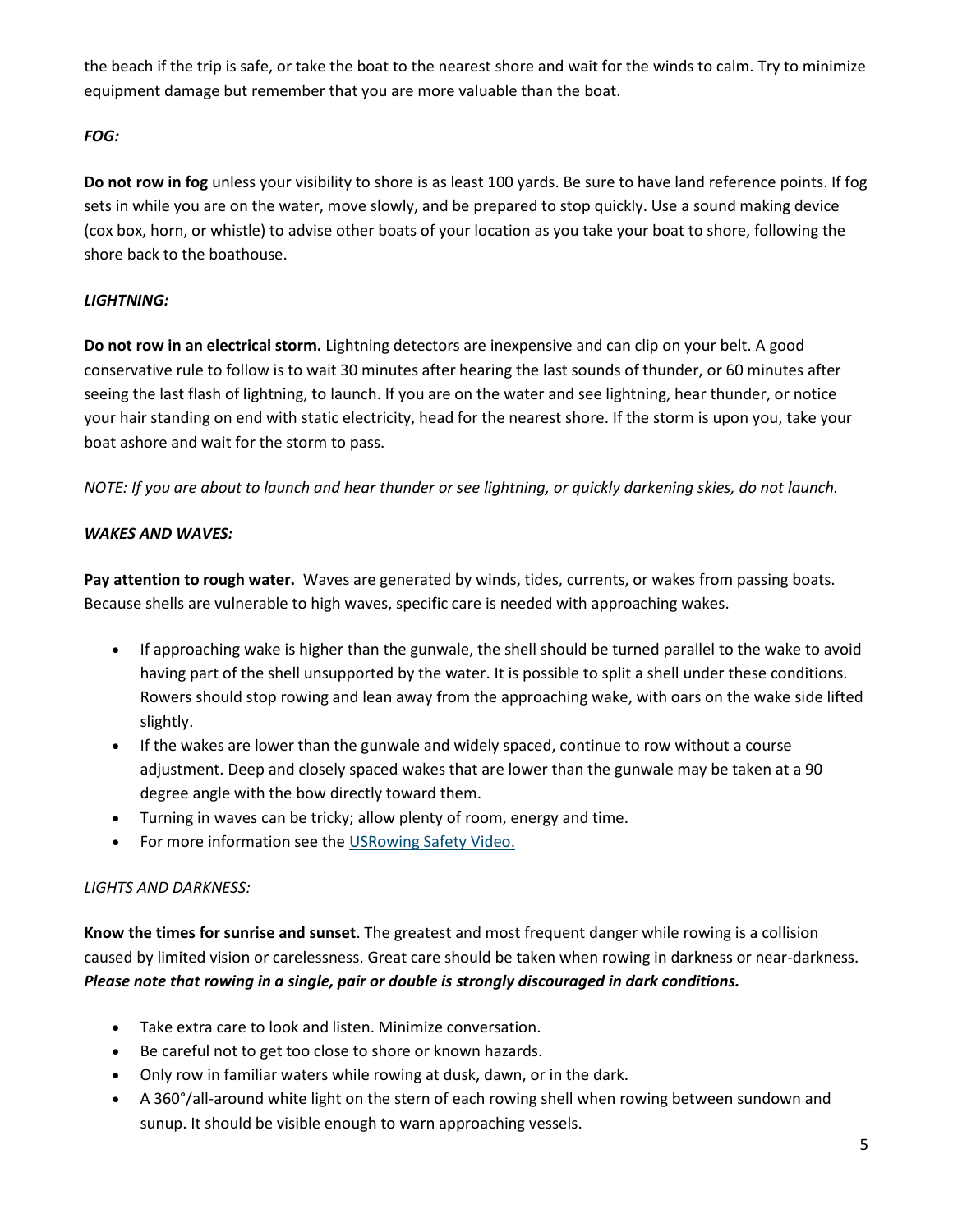the beach if the trip is safe, or take the boat to the nearest shore and wait for the winds to calm. Try to minimize equipment damage but remember that you are more valuable than the boat.

***FOG:***

**Do not row in fog** unless your visibility to shore is as least 100 yards. Be sure to have land reference points. If fog sets in while you are on the water, move slowly, and be prepared to stop quickly. Use a sound making device (cox box, horn, or whistle) to advise other boats of your location as you take your boat to shore, following the shore back to the boathouse.

***LIGHTNING:***

**Do not row in an electrical storm.** Lightning detectors are inexpensive and can clip on your belt. A good conservative rule to follow is to wait 30 minutes after hearing the last sounds of thunder, or 60 minutes after seeing the last flash of lightning, to launch. If you are on the water and see lightning, hear thunder, or notice your hair standing on end with static electricity, head for the nearest shore. If the storm is upon you, take your boat ashore and wait for the storm to pass.

*NOTE: If you are about to launch and hear thunder or see lightning, or quickly darkening skies, do not launch.*

***WAKES AND WAVES:***

**Pay attention to rough water.** Waves are generated by winds, tides, currents, or wakes from passing boats. Because shells are vulnerable to high waves, specific care is needed with approaching wakes.

- If approaching wake is higher than the gunwale, the shell should be turned parallel to the wake to avoid having part of the shell unsupported by the water. It is possible to split a shell under these conditions. Rowers should stop rowing and lean away from the approaching wake, with oars on the wake side lifted slightly.
- If the wakes are lower than the gunwale and widely spaced, continue to row without a course adjustment. Deep and closely spaced wakes that are lower than the gunwale may be taken at a 90 degree angle with the bow directly toward them.
- Turning in waves can be tricky; allow plenty of room, energy and time.
- For more information see the USRowing Safety Video.

*LIGHTS AND DARKNESS:*

**Know the times for sunrise and sunset**. The greatest and most frequent danger while rowing is a collision caused by limited vision or carelessness. Great care should be taken when rowing in darkness or near-darkness. ***Please note that rowing in a single, pair or double is strongly discouraged in dark conditions.***

- Take extra care to look and listen. Minimize conversation.
- Be careful not to get too close to shore or known hazards.
- Only row in familiar waters while rowing at dusk, dawn, or in the dark.
- A 360°/all-around white light on the stern of each rowing shell when rowing between sundown and sunup. It should be visible enough to warn approaching vessels.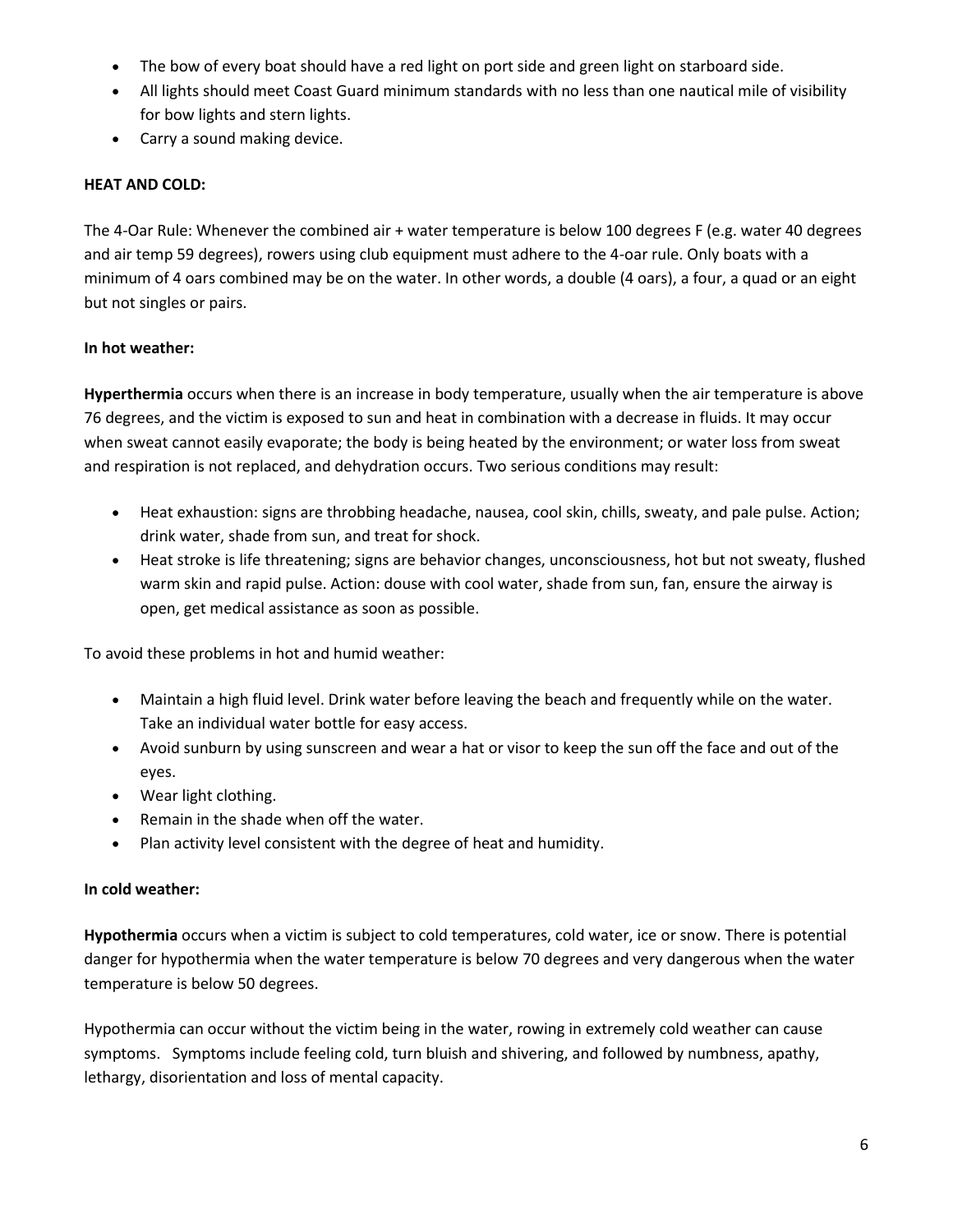- The bow of every boat should have a red light on port side and green light on starboard side.
- All lights should meet Coast Guard minimum standards with no less than one nautical mile of visibility for bow lights and stern lights.
- Carry a sound making device.

**HEAT AND COLD:**

The 4-Oar Rule: Whenever the combined air + water temperature is below 100 degrees F (e.g. water 40 degrees and air temp 59 degrees), rowers using club equipment must adhere to the 4-oar rule. Only boats with a minimum of 4 oars combined may be on the water. In other words, a double (4 oars), a four, a quad or an eight but not singles or pairs.

**In hot weather:**

**Hyperthermia** occurs when there is an increase in body temperature, usually when the air temperature is above 76 degrees, and the victim is exposed to sun and heat in combination with a decrease in fluids. It may occur when sweat cannot easily evaporate; the body is being heated by the environment; or water loss from sweat and respiration is not replaced, and dehydration occurs. Two serious conditions may result:

- Heat exhaustion: signs are throbbing headache, nausea, cool skin, chills, sweaty, and pale pulse. Action; drink water, shade from sun, and treat for shock.
- Heat stroke is life threatening; signs are behavior changes, unconsciousness, hot but not sweaty, flushed warm skin and rapid pulse. Action: douse with cool water, shade from sun, fan, ensure the airway is open, get medical assistance as soon as possible.

To avoid these problems in hot and humid weather:

- Maintain a high fluid level. Drink water before leaving the beach and frequently while on the water. Take an individual water bottle for easy access.
- Avoid sunburn by using sunscreen and wear a hat or visor to keep the sun off the face and out of the eyes.
- Wear light clothing.
- Remain in the shade when off the water.
- Plan activity level consistent with the degree of heat and humidity.

**In cold weather:**

**Hypothermia** occurs when a victim is subject to cold temperatures, cold water, ice or snow. There is potential danger for hypothermia when the water temperature is below 70 degrees and very dangerous when the water temperature is below 50 degrees.

Hypothermia can occur without the victim being in the water, rowing in extremely cold weather can cause symptoms. Symptoms include feeling cold, turn bluish and shivering, and followed by numbness, apathy, lethargy, disorientation and loss of mental capacity.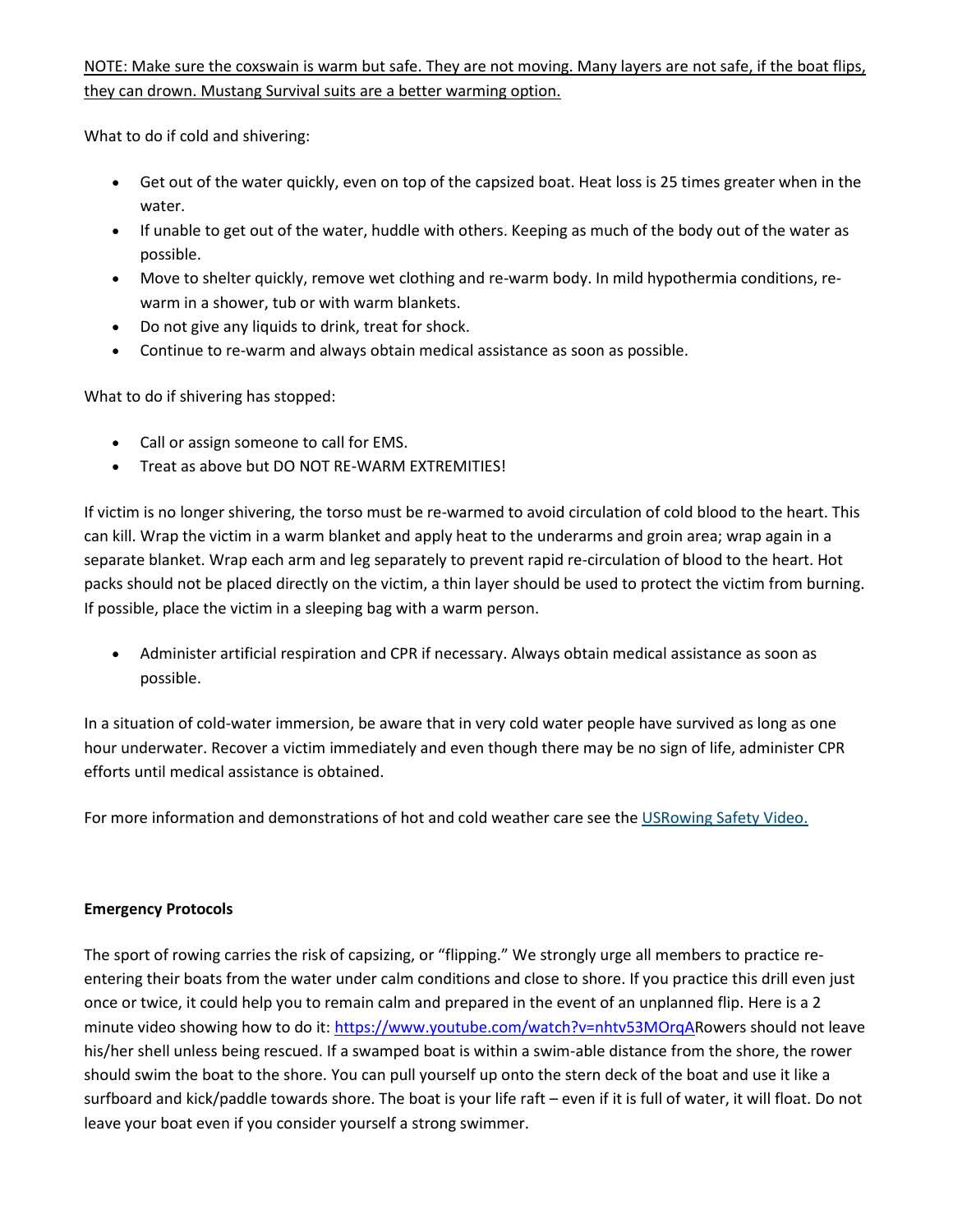NOTE: Make sure the coxswain is warm but safe. They are not moving. Many layers are not safe, if the boat flips, they can drown. Mustang Survival suits are a better warming option.

What to do if cold and shivering:

- Get out of the water quickly, even on top of the capsized boat. Heat loss is 25 times greater when in the water.
- If unable to get out of the water, huddle with others. Keeping as much of the body out of the water as possible.
- Move to shelter quickly, remove wet clothing and re-warm body. In mild hypothermia conditions, re-warm in a shower, tub or with warm blankets.
- Do not give any liquids to drink, treat for shock.
- Continue to re-warm and always obtain medical assistance as soon as possible.

What to do if shivering has stopped:

- Call or assign someone to call for EMS.
- Treat as above but DO NOT RE-WARM EXTREMITIES!

If victim is no longer shivering, the torso must be re-warmed to avoid circulation of cold blood to the heart. This can kill. Wrap the victim in a warm blanket and apply heat to the underarms and groin area; wrap again in a separate blanket. Wrap each arm and leg separately to prevent rapid re-circulation of blood to the heart. Hot packs should not be placed directly on the victim, a thin layer should be used to protect the victim from burning. If possible, place the victim in a sleeping bag with a warm person.

- Administer artificial respiration and CPR if necessary. Always obtain medical assistance as soon as possible.

In a situation of cold-water immersion, be aware that in very cold water people have survived as long as one hour underwater. Recover a victim immediately and even though there may be no sign of life, administer CPR efforts until medical assistance is obtained.

For more information and demonstrations of hot and cold weather care see the USRowing Safety Video.

**Emergency Protocols**

The sport of rowing carries the risk of capsizing, or "flipping." We strongly urge all members to practice re-entering their boats from the water under calm conditions and close to shore. If you practice this drill even just once or twice, it could help you to remain calm and prepared in the event of an unplanned flip. Here is a 2 minute video showing how to do it: https://www.youtube.com/watch?v=nhtv53MOrqARowers should not leave his/her shell unless being rescued. If a swamped boat is within a swim-able distance from the shore, the rower should swim the boat to the shore. You can pull yourself up onto the stern deck of the boat and use it like a surfboard and kick/paddle towards shore. The boat is your life raft – even if it is full of water, it will float. Do not leave your boat even if you consider yourself a strong swimmer.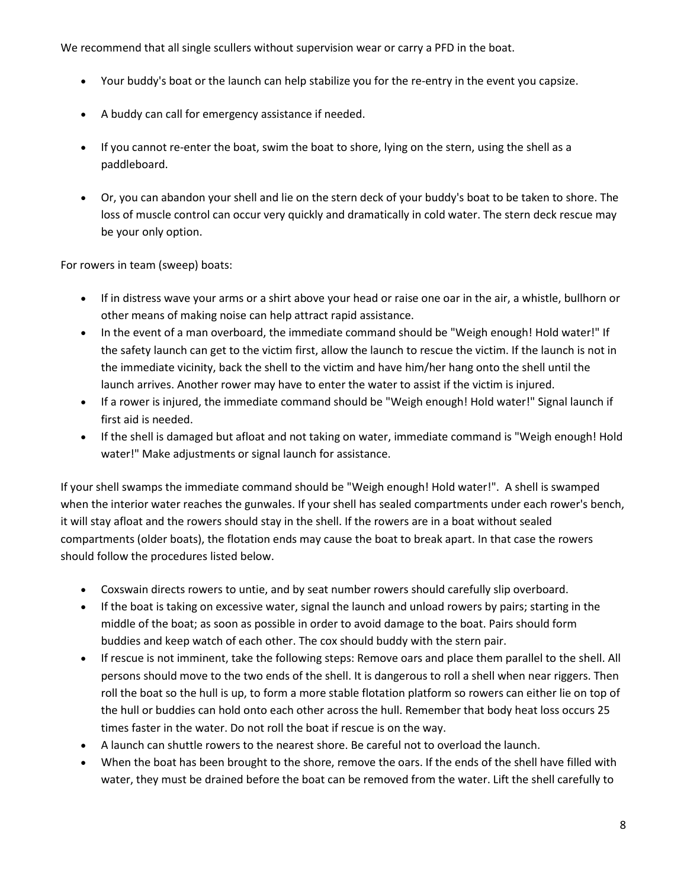We recommend that all single scullers without supervision wear or carry a PFD in the boat.

- Your buddy's boat or the launch can help stabilize you for the re-entry in the event you capsize.
- A buddy can call for emergency assistance if needed.
- If you cannot re-enter the boat, swim the boat to shore, lying on the stern, using the shell as a paddleboard.
- Or, you can abandon your shell and lie on the stern deck of your buddy's boat to be taken to shore. The loss of muscle control can occur very quickly and dramatically in cold water. The stern deck rescue may be your only option.

For rowers in team (sweep) boats:

- If in distress wave your arms or a shirt above your head or raise one oar in the air, a whistle, bullhorn or other means of making noise can help attract rapid assistance.
- In the event of a man overboard, the immediate command should be "Weigh enough! Hold water!" If the safety launch can get to the victim first, allow the launch to rescue the victim. If the launch is not in the immediate vicinity, back the shell to the victim and have him/her hang onto the shell until the launch arrives. Another rower may have to enter the water to assist if the victim is injured.
- If a rower is injured, the immediate command should be "Weigh enough! Hold water!" Signal launch if first aid is needed.
- If the shell is damaged but afloat and not taking on water, immediate command is "Weigh enough! Hold water!" Make adjustments or signal launch for assistance.

If your shell swamps the immediate command should be "Weigh enough! Hold water!". A shell is swamped when the interior water reaches the gunwales. If your shell has sealed compartments under each rower's bench, it will stay afloat and the rowers should stay in the shell. If the rowers are in a boat without sealed compartments (older boats), the flotation ends may cause the boat to break apart. In that case the rowers should follow the procedures listed below.

- Coxswain directs rowers to untie, and by seat number rowers should carefully slip overboard.
- If the boat is taking on excessive water, signal the launch and unload rowers by pairs; starting in the middle of the boat; as soon as possible in order to avoid damage to the boat. Pairs should form buddies and keep watch of each other. The cox should buddy with the stern pair.
- If rescue is not imminent, take the following steps: Remove oars and place them parallel to the shell. All persons should move to the two ends of the shell. It is dangerous to roll a shell when near riggers. Then roll the boat so the hull is up, to form a more stable flotation platform so rowers can either lie on top of the hull or buddies can hold onto each other across the hull. Remember that body heat loss occurs 25 times faster in the water. Do not roll the boat if rescue is on the way.
- A launch can shuttle rowers to the nearest shore. Be careful not to overload the launch.
- When the boat has been brought to the shore, remove the oars. If the ends of the shell have filled with water, they must be drained before the boat can be removed from the water. Lift the shell carefully to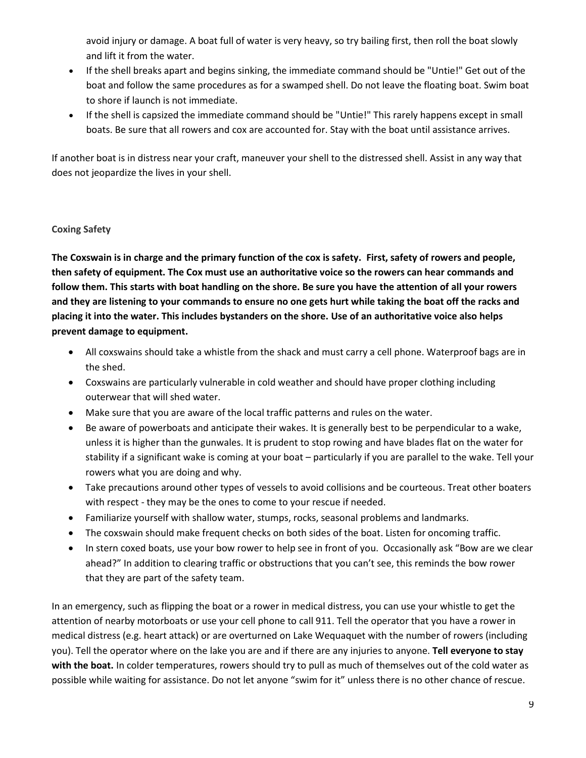avoid injury or damage. A boat full of water is very heavy, so try bailing first, then roll the boat slowly and lift it from the water.

- If the shell breaks apart and begins sinking, the immediate command should be "Untie!" Get out of the boat and follow the same procedures as for a swamped shell. Do not leave the floating boat. Swim boat to shore if launch is not immediate.
- If the shell is capsized the immediate command should be "Untie!" This rarely happens except in small boats. Be sure that all rowers and cox are accounted for. Stay with the boat until assistance arrives.

If another boat is in distress near your craft, maneuver your shell to the distressed shell. Assist in any way that does not jeopardize the lives in your shell.

### Coxing Safety

**The Coxswain is in charge and the primary function of the cox is safety. First, safety of rowers and people, then safety of equipment. The Cox must use an authoritative voice so the rowers can hear commands and follow them. This starts with boat handling on the shore. Be sure you have the attention of all your rowers and they are listening to your commands to ensure no one gets hurt while taking the boat off the racks and placing it into the water. This includes bystanders on the shore. Use of an authoritative voice also helps prevent damage to equipment.**

- All coxswains should take a whistle from the shack and must carry a cell phone. Waterproof bags are in the shed.
- Coxswains are particularly vulnerable in cold weather and should have proper clothing including outerwear that will shed water.
- Make sure that you are aware of the local traffic patterns and rules on the water.
- Be aware of powerboats and anticipate their wakes. It is generally best to be perpendicular to a wake, unless it is higher than the gunwales. It is prudent to stop rowing and have blades flat on the water for stability if a significant wake is coming at your boat – particularly if you are parallel to the wake. Tell your rowers what you are doing and why.
- Take precautions around other types of vessels to avoid collisions and be courteous. Treat other boaters with respect - they may be the ones to come to your rescue if needed.
- Familiarize yourself with shallow water, stumps, rocks, seasonal problems and landmarks.
- The coxswain should make frequent checks on both sides of the boat. Listen for oncoming traffic.
- In stern coxed boats, use your bow rower to help see in front of you. Occasionally ask "Bow are we clear ahead?" In addition to clearing traffic or obstructions that you can't see, this reminds the bow rower that they are part of the safety team.

In an emergency, such as flipping the boat or a rower in medical distress, you can use your whistle to get the attention of nearby motorboats or use your cell phone to call 911. Tell the operator that you have a rower in medical distress (e.g. heart attack) or are overturned on Lake Wequaquet with the number of rowers (including you). Tell the operator where on the lake you are and if there are any injuries to anyone. **Tell everyone to stay with the boat.** In colder temperatures, rowers should try to pull as much of themselves out of the cold water as possible while waiting for assistance. Do not let anyone "swim for it" unless there is no other chance of rescue.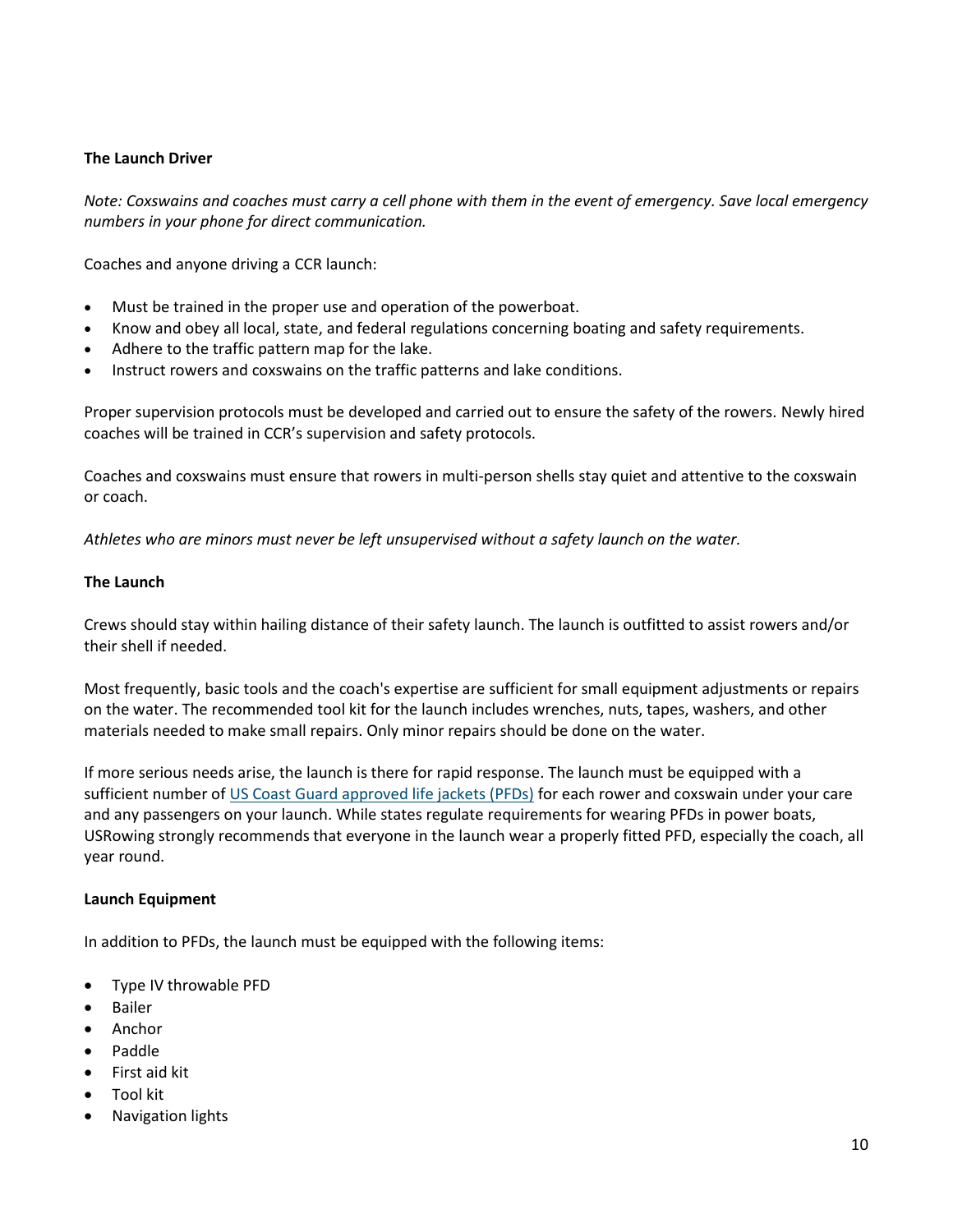**The Launch Driver**

*Note: Coxswains and coaches must carry a cell phone with them in the event of emergency. Save local emergency numbers in your phone for direct communication.*

Coaches and anyone driving a CCR launch:

- Must be trained in the proper use and operation of the powerboat.
- Know and obey all local, state, and federal regulations concerning boating and safety requirements.
- Adhere to the traffic pattern map for the lake.
- Instruct rowers and coxswains on the traffic patterns and lake conditions.

Proper supervision protocols must be developed and carried out to ensure the safety of the rowers. Newly hired coaches will be trained in CCR's supervision and safety protocols.

Coaches and coxswains must ensure that rowers in multi-person shells stay quiet and attentive to the coxswain or coach.

*Athletes who are minors must never be left unsupervised without a safety launch on the water.*

**The Launch**

Crews should stay within hailing distance of their safety launch. The launch is outfitted to assist rowers and/or their shell if needed.

Most frequently, basic tools and the coach's expertise are sufficient for small equipment adjustments or repairs on the water. The recommended tool kit for the launch includes wrenches, nuts, tapes, washers, and other materials needed to make small repairs. Only minor repairs should be done on the water.

If more serious needs arise, the launch is there for rapid response. The launch must be equipped with a sufficient number of US Coast Guard approved life jackets (PFDs) for each rower and coxswain under your care and any passengers on your launch. While states regulate requirements for wearing PFDs in power boats, USRowing strongly recommends that everyone in the launch wear a properly fitted PFD, especially the coach, all year round.

**Launch Equipment**

In addition to PFDs, the launch must be equipped with the following items:

- Type IV throwable PFD
- Bailer
- Anchor
- Paddle
- First aid kit
- Tool kit
- Navigation lights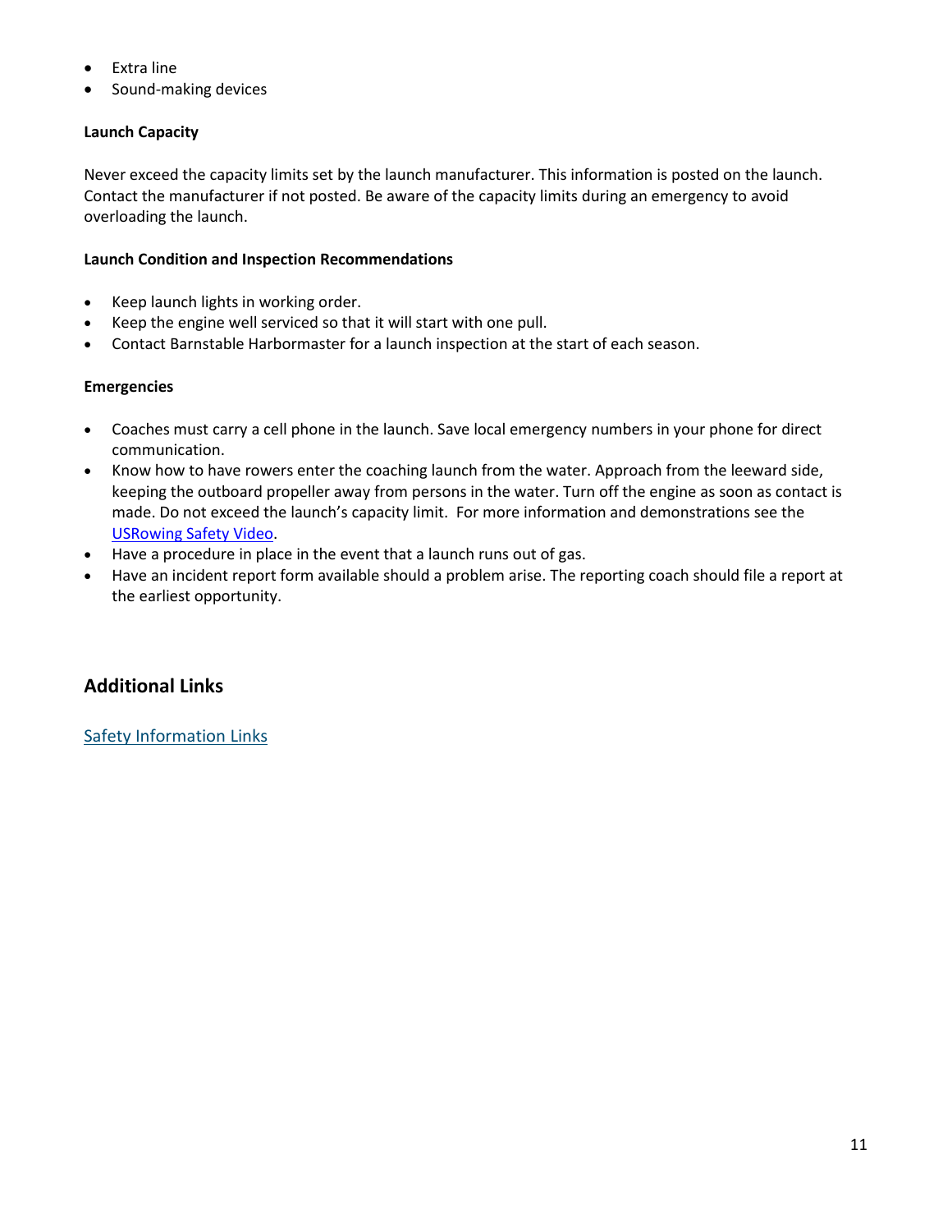- Extra line
- Sound-making devices

**Launch Capacity**

Never exceed the capacity limits set by the launch manufacturer. This information is posted on the launch. Contact the manufacturer if not posted. Be aware of the capacity limits during an emergency to avoid overloading the launch.

**Launch Condition and Inspection Recommendations**

- Keep launch lights in working order.
- Keep the engine well serviced so that it will start with one pull.
- Contact Barnstable Harbormaster for a launch inspection at the start of each season.

**Emergencies**

- Coaches must carry a cell phone in the launch. Save local emergency numbers in your phone for direct communication.
- Know how to have rowers enter the coaching launch from the water. Approach from the leeward side, keeping the outboard propeller away from persons in the water. Turn off the engine as soon as contact is made. Do not exceed the launch's capacity limit. For more information and demonstrations see the USRowing Safety Video.
- Have a procedure in place in the event that a launch runs out of gas.
- Have an incident report form available should a problem arise. The reporting coach should file a report at the earliest opportunity.

## Additional Links

Safety Information Links